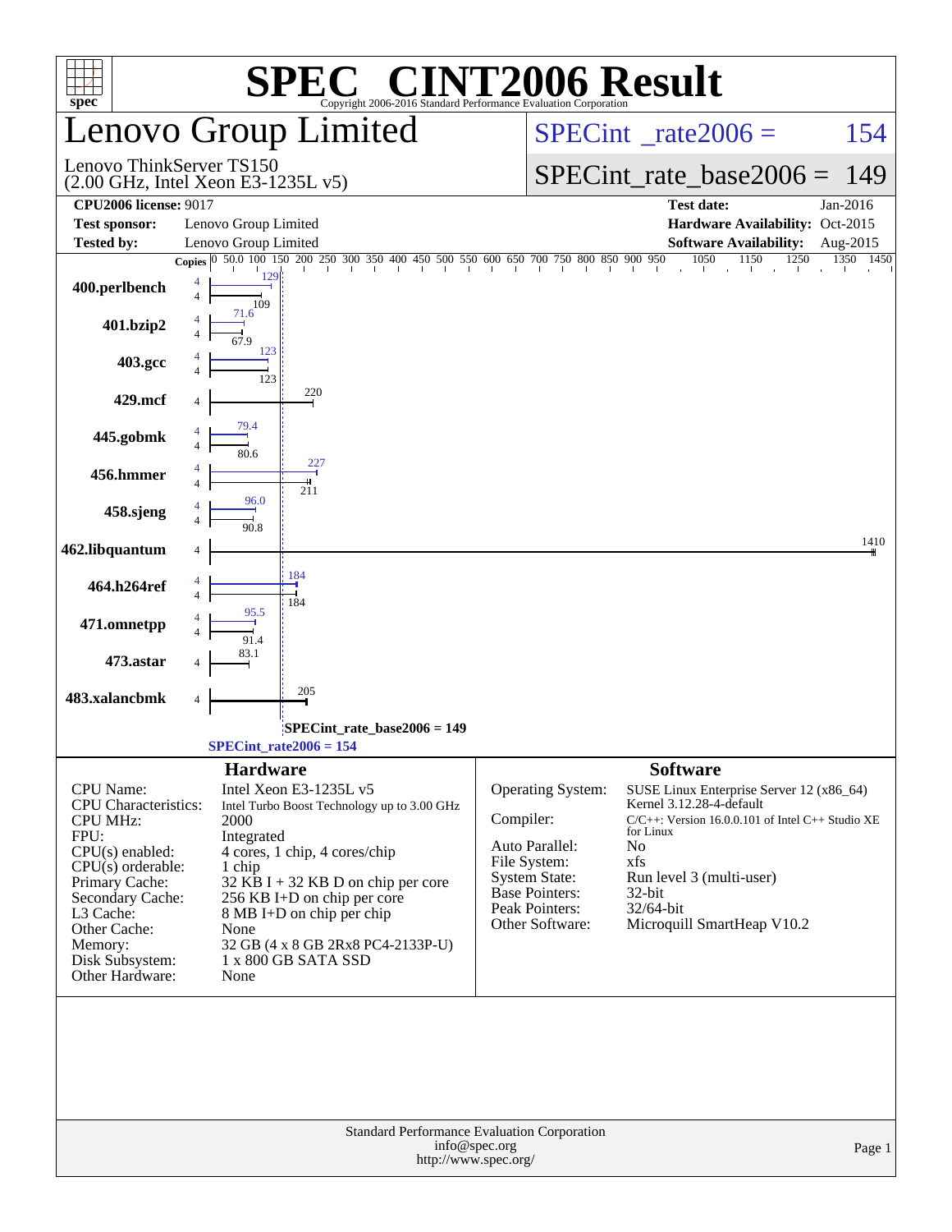# SPEC® CINT2006 Result

Copyright 2006-2016 Standard Performance Evaluation Corporation

## Lenovo Group Limited

Lenovo ThinkServer TS150
(2.00 GHz, Intel Xeon E3-1235L v5)

SPECint_rate2006 = 154

SPECint_rate_base2006 = 149

| | | | |
|---|---|---|---|
| **CPU2006 license:** | 9017 | **Test date:** | Jan-2016 |
| **Test sponsor:** | Lenovo Group Limited | **Hardware Availability:** | Oct-2015 |
| **Tested by:** | Lenovo Group Limited | **Software Availability:** | Aug-2015 |

| Benchmark | Copies (peak) | Peak | Copies (base) | Base |
|---|---|---|---|---|
| 400.perlbench | 4 | 129 | 4 | 109 |
| 401.bzip2 | 4 | 71.6 | 4 | 67.9 |
| 403.gcc | 4 | 123 | 4 | 123 |
| 429.mcf | | | 4 | 220 |
| 445.gobmk | 4 | 79.4 | 4 | 80.6 |
| 456.hmmer | 4 | 227 | 4 | 211 |
| 458.sjeng | 4 | 96.0 | 4 | 90.8 |
| 462.libquantum | | | 4 | 1410 |
| 464.h264ref | 4 | 184 | 4 | 184 |
| 471.omnetpp | 4 | 95.5 | 4 | 91.4 |
| 473.astar | | | 4 | 83.1 |
| 483.xalancbmk | | | 4 | 205 |

SPECint_rate_base2006 = 149

SPECint_rate2006 = 154

### Hardware

| | |
|---|---|
| CPU Name: | Intel Xeon E3-1235L v5 |
| CPU Characteristics: | Intel Turbo Boost Technology up to 3.00 GHz |
| CPU MHz: | 2000 |
| FPU: | Integrated |
| CPU(s) enabled: | 4 cores, 1 chip, 4 cores/chip |
| CPU(s) orderable: | 1 chip |
| Primary Cache: | 32 KB I + 32 KB D on chip per core |
| Secondary Cache: | 256 KB I+D on chip per core |
| L3 Cache: | 8 MB I+D on chip per chip |
| Other Cache: | None |
| Memory: | 32 GB (4 x 8 GB 2Rx8 PC4-2133P-U) |
| Disk Subsystem: | 1 x 800 GB SATA SSD |
| Other Hardware: | None |

### Software

| | |
|---|---|
| Operating System: | SUSE Linux Enterprise Server 12 (x86_64) Kernel 3.12.28-4-default |
| Compiler: | C/C++: Version 16.0.0.101 of Intel C++ Studio XE for Linux |
| Auto Parallel: | No |
| File System: | xfs |
| System State: | Run level 3 (multi-user) |
| Base Pointers: | 32-bit |
| Peak Pointers: | 32/64-bit |
| Other Software: | Microquill SmartHeap V10.2 |

Standard Performance Evaluation Corporation
info@spec.org
http://www.spec.org/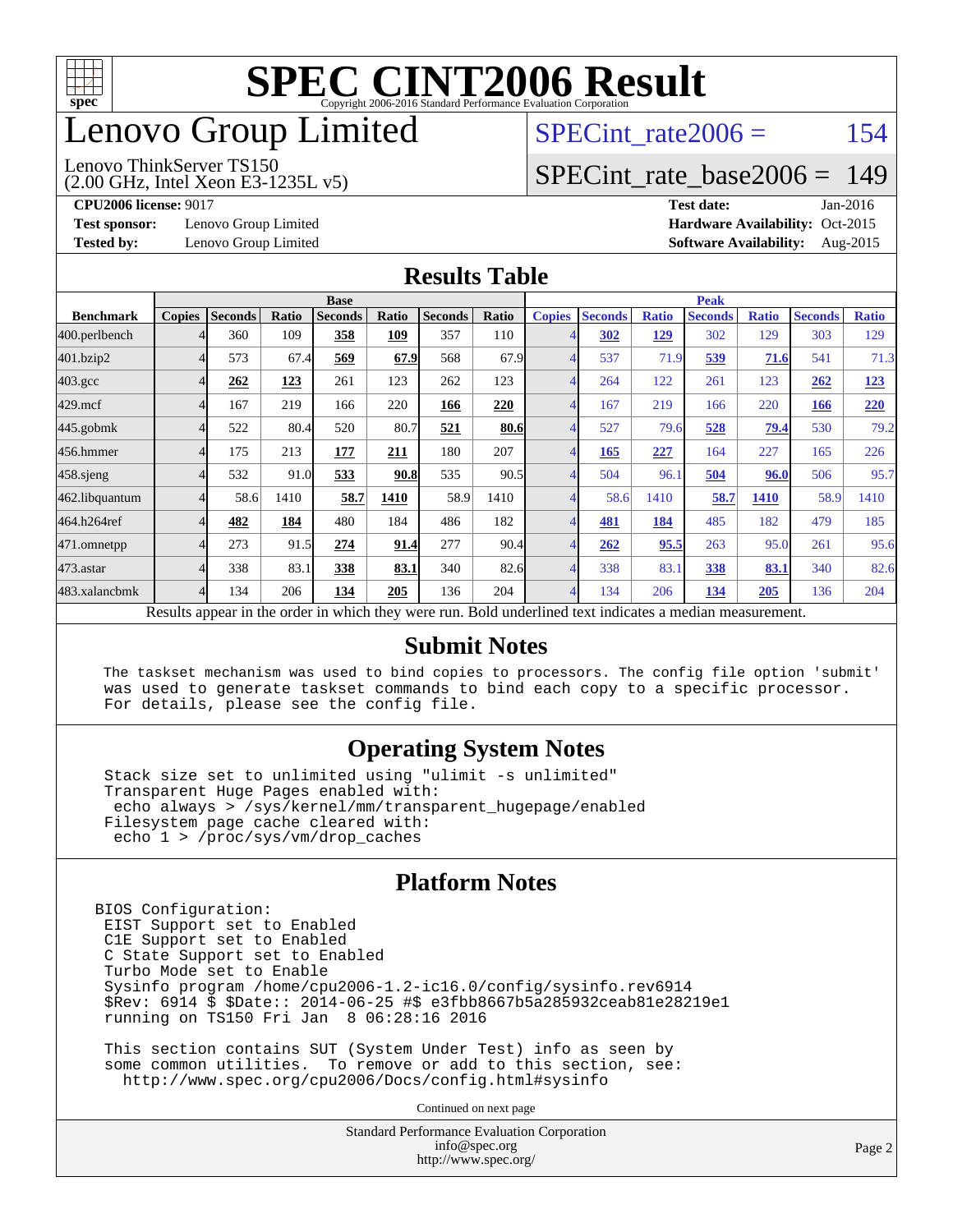# SPEC CINT2006 Result

Copyright 2006-2016 Standard Performance Evaluation Corporation

# Lenovo Group Limited

Lenovo ThinkServer TS150
(2.00 GHz, Intel Xeon E3-1235L v5)

SPECint_rate2006 = 154

SPECint_rate_base2006 = 149

**CPU2006 license:** 9017
**Test sponsor:** Lenovo Group Limited
**Tested by:** Lenovo Group Limited

**Test date:** Jan-2016
**Hardware Availability:** Oct-2015
**Software Availability:** Aug-2015

## Results Table

| | Base | | | | | | | Peak | | | | | | |
|---|---|---|---|---|---|---|---|---|---|---|---|---|---|---|
| **Benchmark** | **Copies** | **Seconds** | **Ratio** | **Seconds** | **Ratio** | **Seconds** | **Ratio** | **Copies** | **Seconds** | **Ratio** | **Seconds** | **Ratio** | **Seconds** | **Ratio** |
| 400.perlbench | 4 | 360 | 109 | **358** | **109** | 357 | 110 | 4 | **302** | **129** | 302 | 129 | 303 | 129 |
| 401.bzip2 | 4 | 573 | 67.4 | **569** | **67.9** | 568 | 67.9 | 4 | 537 | 71.9 | **539** | **71.6** | 541 | 71.3 |
| 403.gcc | 4 | **262** | **123** | 261 | 123 | 262 | 123 | 4 | 264 | 122 | 261 | 123 | **262** | **123** |
| 429.mcf | 4 | 167 | 219 | 166 | 220 | **166** | **220** | 4 | 167 | 219 | 166 | 220 | **166** | **220** |
| 445.gobmk | 4 | 522 | 80.4 | 520 | 80.7 | **521** | **80.6** | 4 | 527 | 79.6 | **528** | **79.4** | 530 | 79.2 |
| 456.hmmer | 4 | 175 | 213 | **177** | **211** | 180 | 207 | 4 | **165** | **227** | 164 | 227 | 165 | 226 |
| 458.sjeng | 4 | 532 | 91.0 | **533** | **90.8** | 535 | 90.5 | 4 | 504 | 96.1 | **504** | **96.0** | 506 | 95.7 |
| 462.libquantum | 4 | 58.6 | 1410 | **58.7** | **1410** | 58.9 | 1410 | 4 | 58.6 | 1410 | **58.7** | **1410** | 58.9 | 1410 |
| 464.h264ref | 4 | **482** | **184** | 480 | 184 | 486 | 182 | 4 | **481** | **184** | 485 | 182 | 479 | 185 |
| 471.omnetpp | 4 | 273 | 91.5 | **274** | **91.4** | 277 | 90.4 | 4 | **262** | **95.5** | 263 | 95.0 | 261 | 95.6 |
| 473.astar | 4 | 338 | 83.1 | **338** | **83.1** | 340 | 82.6 | 4 | 338 | 83.1 | **338** | **83.1** | 340 | 82.6 |
| 483.xalancbmk | 4 | 134 | 206 | **134** | **205** | 136 | 204 | 4 | 134 | 206 | **134** | **205** | 136 | 204 |

Results appear in the order in which they were run. Bold underlined text indicates a median measurement.

## Submit Notes

```
The taskset mechanism was used to bind copies to processors. The config file option 'submit'
was used to generate taskset commands to bind each copy to a specific processor.
For details, please see the config file.
```

## Operating System Notes

```
Stack size set to unlimited using "ulimit -s unlimited"
Transparent Huge Pages enabled with:
 echo always > /sys/kernel/mm/transparent_hugepage/enabled
Filesystem page cache cleared with:
 echo 1 > /proc/sys/vm/drop_caches
```

## Platform Notes

```
BIOS Configuration:
 EIST Support set to Enabled
 C1E Support set to Enabled
 C State Support set to Enabled
 Turbo Mode set to Enable
 Sysinfo program /home/cpu2006-1.2-ic16.0/config/sysinfo.rev6914
 $Rev: 6914 $ $Date:: 2014-06-25 #$ e3fbb8667b5a285932ceab81e28219e1
 running on TS150 Fri Jan  8 06:28:16 2016

 This section contains SUT (System Under Test) info as seen by
 some common utilities.  To remove or add to this section, see:
   http://www.spec.org/cpu2006/Docs/config.html#sysinfo
```

Continued on next page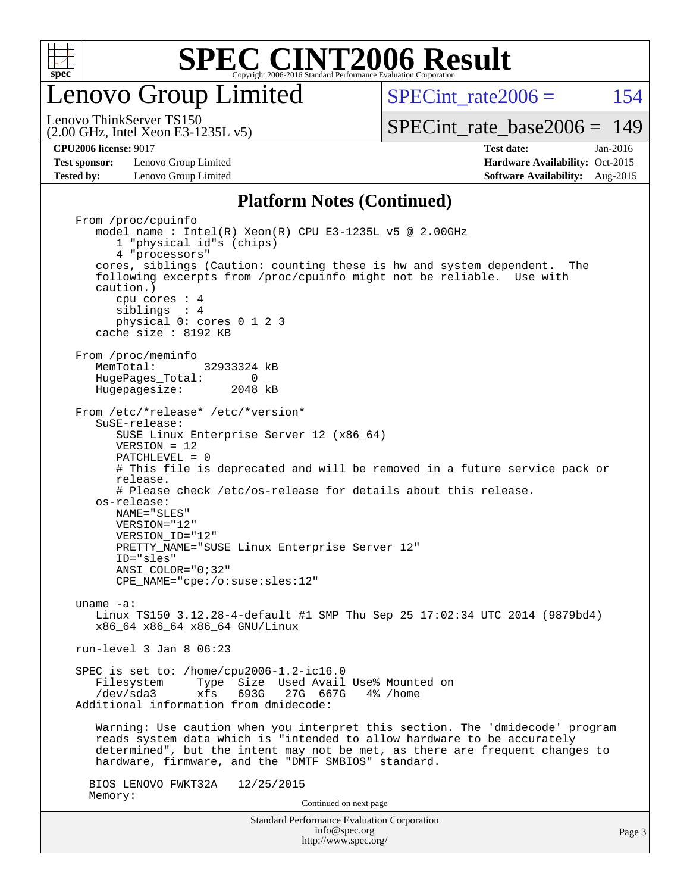# SPEC CINT2006 Result

## Lenovo Group Limited

Lenovo ThinkServer TS150
(2.00 GHz, Intel Xeon E3-1235L v5)

SPECint_rate2006 = 154

SPECint_rate_base2006 = 149

**CPU2006 license:** 9017
**Test sponsor:** Lenovo Group Limited
**Tested by:** Lenovo Group Limited

**Test date:** Jan-2016
**Hardware Availability:** Oct-2015
**Software Availability:** Aug-2015

### Platform Notes (Continued)

```
From /proc/cpuinfo
   model name : Intel(R) Xeon(R) CPU E3-1235L v5 @ 2.00GHz
      1 "physical id"s (chips)
      4 "processors"
   cores, siblings (Caution: counting these is hw and system dependent.  The
   following excerpts from /proc/cpuinfo might not be reliable.  Use with
   caution.)
      cpu cores : 4
      siblings  : 4
      physical 0: cores 0 1 2 3
   cache size : 8192 KB

From /proc/meminfo
   MemTotal:       32933324 kB
   HugePages_Total:       0
   Hugepagesize:       2048 kB

From /etc/*release* /etc/*version*
   SuSE-release:
      SUSE Linux Enterprise Server 12 (x86_64)
      VERSION = 12
      PATCHLEVEL = 0
      # This file is deprecated and will be removed in a future service pack or
      release.
      # Please check /etc/os-release for details about this release.
   os-release:
      NAME="SLES"
      VERSION="12"
      VERSION_ID="12"
      PRETTY_NAME="SUSE Linux Enterprise Server 12"
      ID="sles"
      ANSI_COLOR="0;32"
      CPE_NAME="cpe:/o:suse:sles:12"

uname -a:
   Linux TS150 3.12.28-4-default #1 SMP Thu Sep 25 17:02:34 UTC 2014 (9879bd4)
   x86_64 x86_64 x86_64 GNU/Linux

run-level 3 Jan 8 06:23

SPEC is set to: /home/cpu2006-1.2-ic16.0
   Filesystem     Type  Size  Used Avail Use% Mounted on
   /dev/sda3      xfs   693G   27G  667G   4% /home
Additional information from dmidecode:

   Warning: Use caution when you interpret this section. The 'dmidecode' program
   reads system data which is "intended to allow hardware to be accurately
   determined", but the intent may not be met, as there are frequent changes to
   hardware, firmware, and the "DMTF SMBIOS" standard.

  BIOS LENOVO FWKT32A   12/25/2015
  Memory:
```

Continued on next page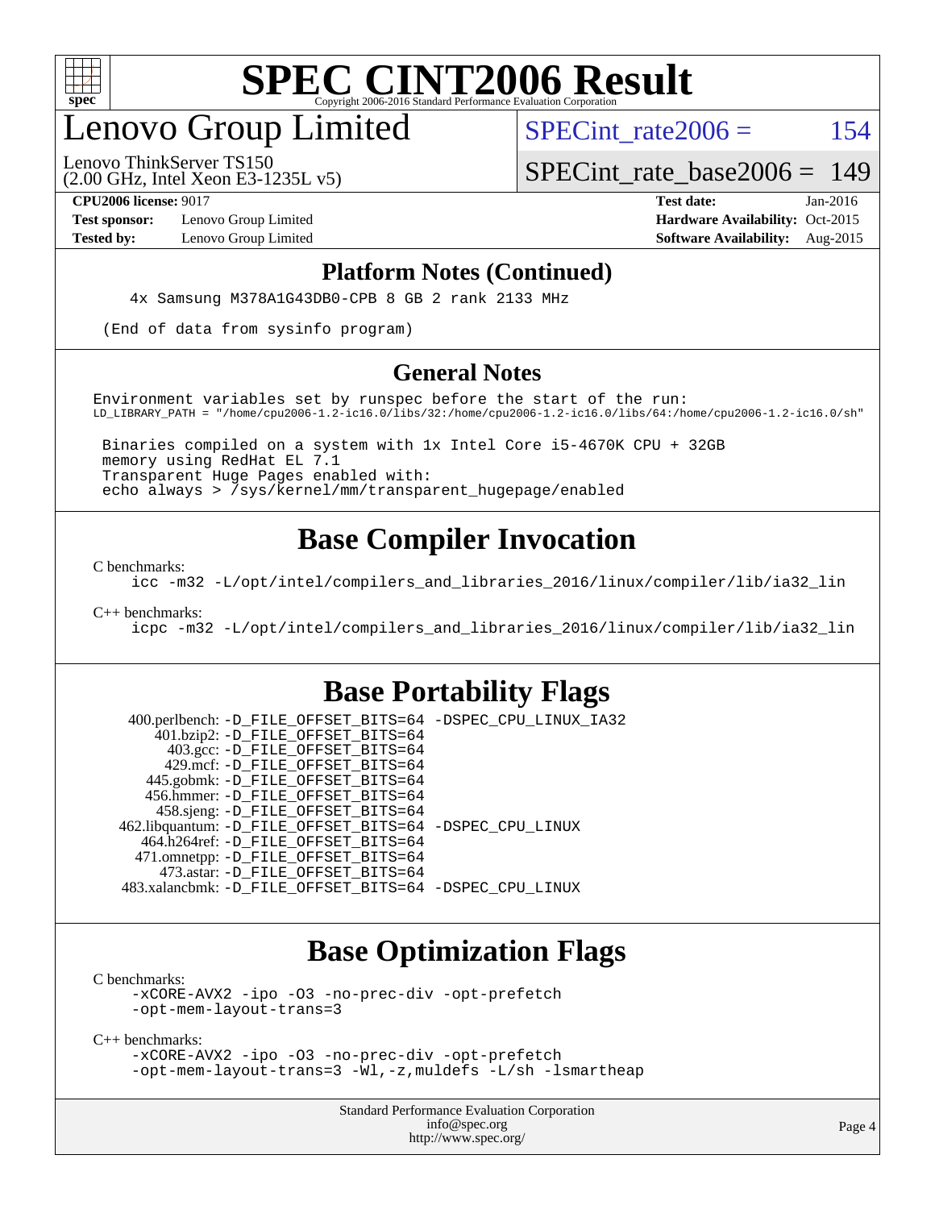# SPEC CINT2006 Result

## Lenovo Group Limited

Lenovo ThinkServer TS150
(2.00 GHz, Intel Xeon E3-1235L v5)

SPECint_rate2006 = 154

SPECint_rate_base2006 = 149

**CPU2006 license:** 9017
**Test sponsor:** Lenovo Group Limited
**Tested by:** Lenovo Group Limited

**Test date:** Jan-2016
**Hardware Availability:** Oct-2015
**Software Availability:** Aug-2015

### Platform Notes (Continued)

```
4x Samsung M378A1G43DB0-CPB 8 GB 2 rank 2133 MHz

(End of data from sysinfo program)
```

### General Notes

```
Environment variables set by runspec before the start of the run:
LD_LIBRARY_PATH = "/home/cpu2006-1.2-ic16.0/libs/32:/home/cpu2006-1.2-ic16.0/libs/64:/home/cpu2006-1.2-ic16.0/sh"

 Binaries compiled on a system with 1x Intel Core i5-4670K CPU + 32GB
 memory using RedHat EL 7.1
 Transparent Huge Pages enabled with:
 echo always > /sys/kernel/mm/transparent_hugepage/enabled
```

## Base Compiler Invocation

C benchmarks:
```
icc -m32 -L/opt/intel/compilers_and_libraries_2016/linux/compiler/lib/ia32_lin
```

C++ benchmarks:
```
icpc -m32 -L/opt/intel/compilers_and_libraries_2016/linux/compiler/lib/ia32_lin
```

## Base Portability Flags

```
   400.perlbench: -D_FILE_OFFSET_BITS=64 -DSPEC_CPU_LINUX_IA32
       401.bzip2: -D_FILE_OFFSET_BITS=64
         403.gcc: -D_FILE_OFFSET_BITS=64
         429.mcf: -D_FILE_OFFSET_BITS=64
       445.gobmk: -D_FILE_OFFSET_BITS=64
       456.hmmer: -D_FILE_OFFSET_BITS=64
       458.sjeng: -D_FILE_OFFSET_BITS=64
  462.libquantum: -D_FILE_OFFSET_BITS=64 -DSPEC_CPU_LINUX
     464.h264ref: -D_FILE_OFFSET_BITS=64
     471.omnetpp: -D_FILE_OFFSET_BITS=64
       473.astar: -D_FILE_OFFSET_BITS=64
   483.xalancbmk: -D_FILE_OFFSET_BITS=64 -DSPEC_CPU_LINUX
```

## Base Optimization Flags

C benchmarks:
```
-xCORE-AVX2 -ipo -O3 -no-prec-div -opt-prefetch
-opt-mem-layout-trans=3
```

C++ benchmarks:
```
-xCORE-AVX2 -ipo -O3 -no-prec-div -opt-prefetch
-opt-mem-layout-trans=3 -Wl,-z,muldefs -L/sh -lsmartheap
```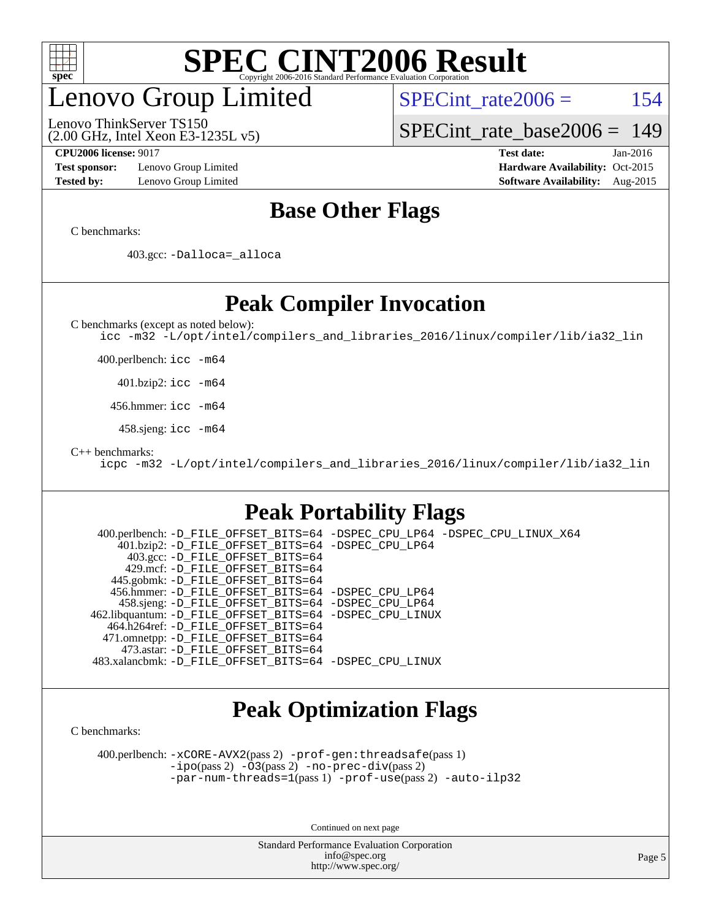# SPEC CINT2006 Result

## Lenovo Group Limited

Lenovo ThinkServer TS150
(2.00 GHz, Intel Xeon E3-1235L v5)

SPECint_rate2006 = 154

SPECint_rate_base2006 = 149

**CPU2006 license:** 9017
**Test sponsor:** Lenovo Group Limited
**Tested by:** Lenovo Group Limited

**Test date:** Jan-2016
**Hardware Availability:** Oct-2015
**Software Availability:** Aug-2015

## Base Other Flags

C benchmarks:

403.gcc: `-Dalloca=_alloca`

## Peak Compiler Invocation

C benchmarks (except as noted below):
`icc -m32 -L/opt/intel/compilers_and_libraries_2016/linux/compiler/lib/ia32_lin`

400.perlbench: `icc -m64`

401.bzip2: `icc -m64`

456.hmmer: `icc -m64`

458.sjeng: `icc -m64`

C++ benchmarks:
`icpc -m32 -L/opt/intel/compilers_and_libraries_2016/linux/compiler/lib/ia32_lin`

## Peak Portability Flags

400.perlbench: `-D_FILE_OFFSET_BITS=64 -DSPEC_CPU_LP64 -DSPEC_CPU_LINUX_X64`
401.bzip2: `-D_FILE_OFFSET_BITS=64 -DSPEC_CPU_LP64`
403.gcc: `-D_FILE_OFFSET_BITS=64`
429.mcf: `-D_FILE_OFFSET_BITS=64`
445.gobmk: `-D_FILE_OFFSET_BITS=64`
456.hmmer: `-D_FILE_OFFSET_BITS=64 -DSPEC_CPU_LP64`
458.sjeng: `-D_FILE_OFFSET_BITS=64 -DSPEC_CPU_LP64`
462.libquantum: `-D_FILE_OFFSET_BITS=64 -DSPEC_CPU_LINUX`
464.h264ref: `-D_FILE_OFFSET_BITS=64`
471.omnetpp: `-D_FILE_OFFSET_BITS=64`
473.astar: `-D_FILE_OFFSET_BITS=64`
483.xalancbmk: `-D_FILE_OFFSET_BITS=64 -DSPEC_CPU_LINUX`

## Peak Optimization Flags

C benchmarks:

400.perlbench: `-xCORE-AVX2`(pass 2) `-prof-gen:threadsafe`(pass 1) `-ipo`(pass 2) `-O3`(pass 2) `-no-prec-div`(pass 2) `-par-num-threads=1`(pass 1) `-prof-use`(pass 2) `-auto-ilp32`

Continued on next page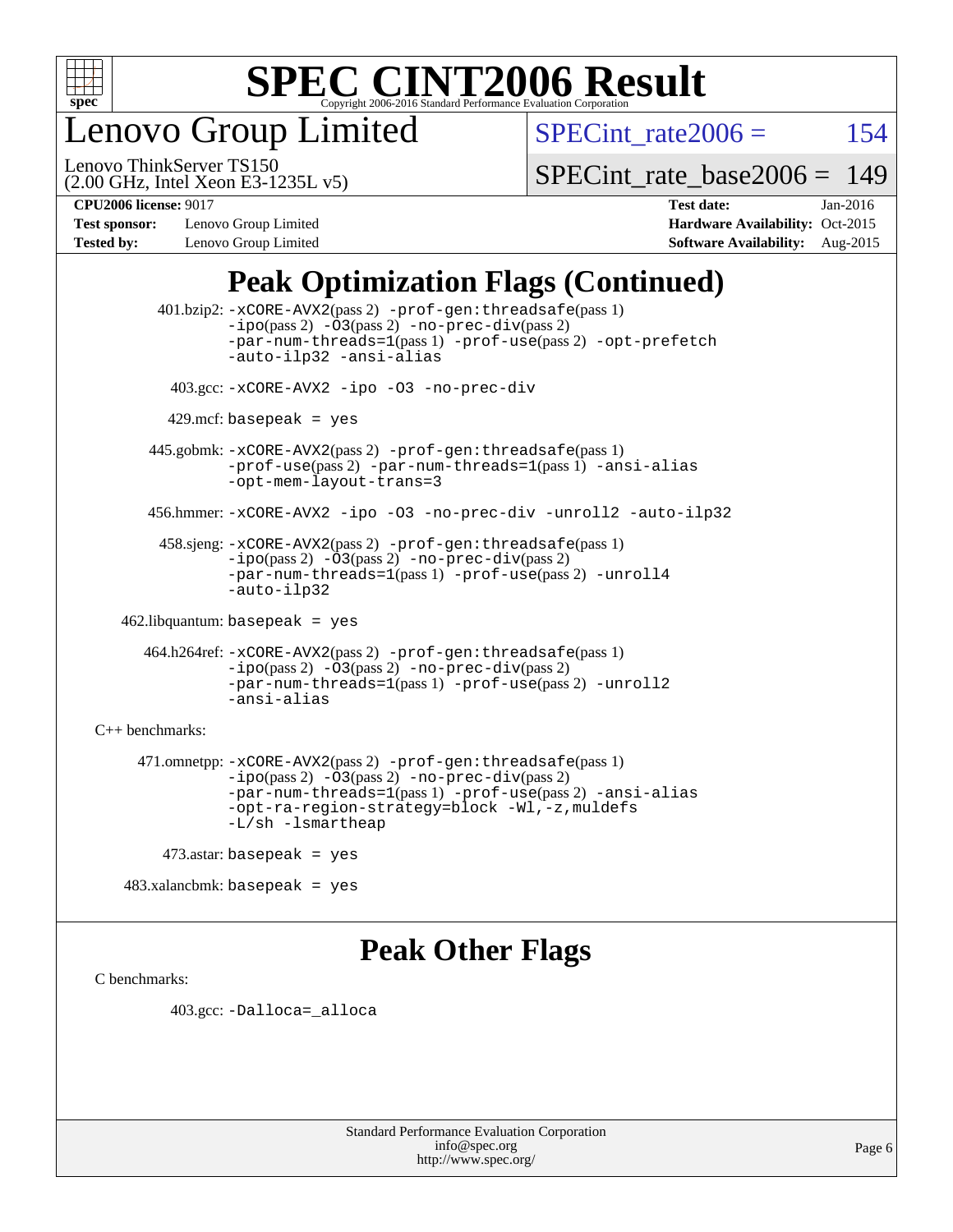# Lenovo Group Limited

Lenovo ThinkServer TS150
(2.00 GHz, Intel Xeon E3-1235L v5)

SPECint_rate2006 = 154

SPECint_rate_base2006 = 149

**CPU2006 license:** 9017
**Test sponsor:** Lenovo Group Limited
**Tested by:** Lenovo Group Limited

**Test date:** Jan-2016
**Hardware Availability:** Oct-2015
**Software Availability:** Aug-2015

## Peak Optimization Flags (Continued)

401.bzip2: `-xCORE-AVX2`(pass 2) `-prof-gen:threadsafe`(pass 1) `-ipo`(pass 2) `-O3`(pass 2) `-no-prec-div`(pass 2) `-par-num-threads=1`(pass 1) `-prof-use`(pass 2) `-opt-prefetch` `-auto-ilp32` `-ansi-alias`

403.gcc: `-xCORE-AVX2 -ipo -O3 -no-prec-div`

429.mcf: `basepeak = yes`

445.gobmk: `-xCORE-AVX2`(pass 2) `-prof-gen:threadsafe`(pass 1) `-prof-use`(pass 2) `-par-num-threads=1`(pass 1) `-ansi-alias` `-opt-mem-layout-trans=3`

456.hmmer: `-xCORE-AVX2 -ipo -O3 -no-prec-div -unroll2 -auto-ilp32`

458.sjeng: `-xCORE-AVX2`(pass 2) `-prof-gen:threadsafe`(pass 1) `-ipo`(pass 2) `-O3`(pass 2) `-no-prec-div`(pass 2) `-par-num-threads=1`(pass 1) `-prof-use`(pass 2) `-unroll4` `-auto-ilp32`

462.libquantum: `basepeak = yes`

464.h264ref: `-xCORE-AVX2`(pass 2) `-prof-gen:threadsafe`(pass 1) `-ipo`(pass 2) `-O3`(pass 2) `-no-prec-div`(pass 2) `-par-num-threads=1`(pass 1) `-prof-use`(pass 2) `-unroll2` `-ansi-alias`

C++ benchmarks:

471.omnetpp: `-xCORE-AVX2`(pass 2) `-prof-gen:threadsafe`(pass 1) `-ipo`(pass 2) `-O3`(pass 2) `-no-prec-div`(pass 2) `-par-num-threads=1`(pass 1) `-prof-use`(pass 2) `-ansi-alias` `-opt-ra-region-strategy=block -Wl,-z,muldefs` `-L/sh -lsmartheap`

473.astar: `basepeak = yes`

483.xalancbmk: `basepeak = yes`

## Peak Other Flags

C benchmarks:

403.gcc: `-Dalloca=_alloca`

Standard Performance Evaluation Corporation
info@spec.org
http://www.spec.org/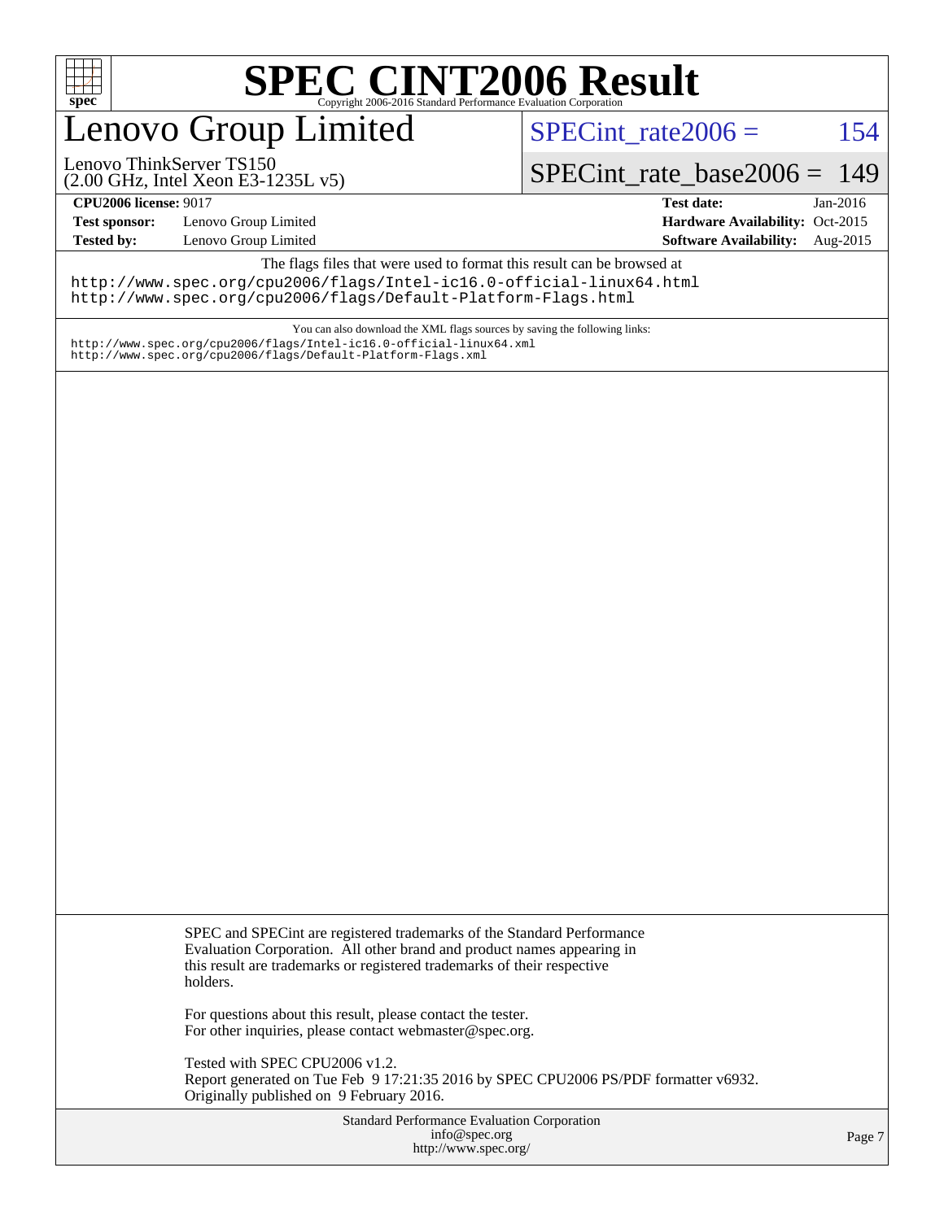# SPEC CINT2006 Result

Copyright 2006-2016 Standard Performance Evaluation Corporation

# Lenovo Group Limited

Lenovo ThinkServer TS150
(2.00 GHz, Intel Xeon E3-1235L v5)

SPECint_rate2006 = 154

SPECint_rate_base2006 = 149

**CPU2006 license:** 9017
**Test sponsor:** Lenovo Group Limited
**Tested by:** Lenovo Group Limited

**Test date:** Jan-2016
**Hardware Availability:** Oct-2015
**Software Availability:** Aug-2015

The flags files that were used to format this result can be browsed at

```
http://www.spec.org/cpu2006/flags/Intel-ic16.0-official-linux64.html
http://www.spec.org/cpu2006/flags/Default-Platform-Flags.html
```

You can also download the XML flags sources by saving the following links:

```
http://www.spec.org/cpu2006/flags/Intel-ic16.0-official-linux64.xml
http://www.spec.org/cpu2006/flags/Default-Platform-Flags.xml
```

SPEC and SPECint are registered trademarks of the Standard Performance Evaluation Corporation. All other brand and product names appearing in this result are trademarks or registered trademarks of their respective holders.

For questions about this result, please contact the tester.
For other inquiries, please contact webmaster@spec.org.

Tested with SPEC CPU2006 v1.2.
Report generated on Tue Feb 9 17:21:35 2016 by SPEC CPU2006 PS/PDF formatter v6932.
Originally published on 9 February 2016.

Standard Performance Evaluation Corporation
info@spec.org
http://www.spec.org/